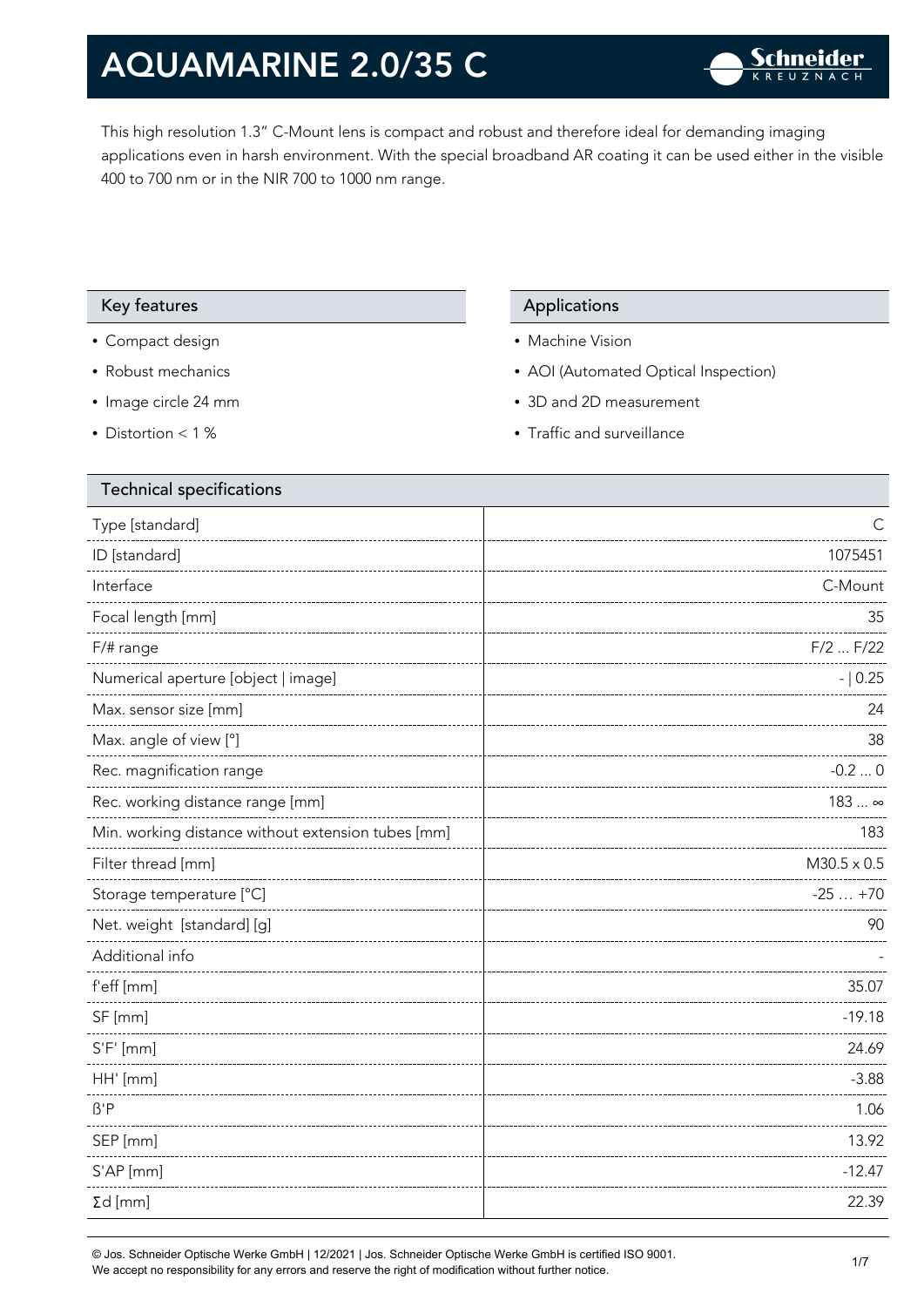# AQUAMARINE 2.0/35 C

This high resolution 1.3" C-Mount lens is compact and robust and therefore ideal for demanding imaging applications even in harsh environment. With the special broadband AR coating it can be used either in the visible 400 to 700 nm or in the NIR 700 to 1000 nm range.

## Key features

- Compact design
- Robust mechanics
- Image circle 24 mm
- Distortion < 1 %

## Applications

- Machine Vision
- AOI (Automated Optical Inspection)
- 3D and 2D measurement
- Traffic and surveillance

## Technical specifications

| Technical specifications | |
|---|---|
| Type [standard] | C |
| ID [standard] | 1075451 |
| Interface | C-Mount |
| Focal length [mm] | 35 |
| F/# range | F/2 ... F/22 |
| Numerical aperture [object \| image] | - \| 0.25 |
| Max. sensor size [mm] | 24 |
| Max. angle of view [°] | 38 |
| Rec. magnification range | -0.2 ... 0 |
| Rec. working distance range [mm] | 183 ... ∞ |
| Min. working distance without extension tubes [mm] | 183 |
| Filter thread [mm] | M30.5 x 0.5 |
| Storage temperature [°C] | -25 … +70 |
| Net. weight [standard] [g] | 90 |
| Additional info | - |
| f'eff [mm] | 35.07 |
| SF [mm] | -19.18 |
| S'F' [mm] | 24.69 |
| HH' [mm] | -3.88 |
| ß'P | 1.06 |
| SEP [mm] | 13.92 |
| S'AP [mm] | -12.47 |
| Σd [mm] | 22.39 |

© Jos. Schneider Optische Werke GmbH | 12/2021 | Jos. Schneider Optische Werke GmbH is certified ISO 9001.
We accept no responsibility for any errors and reserve the right of modification without further notice.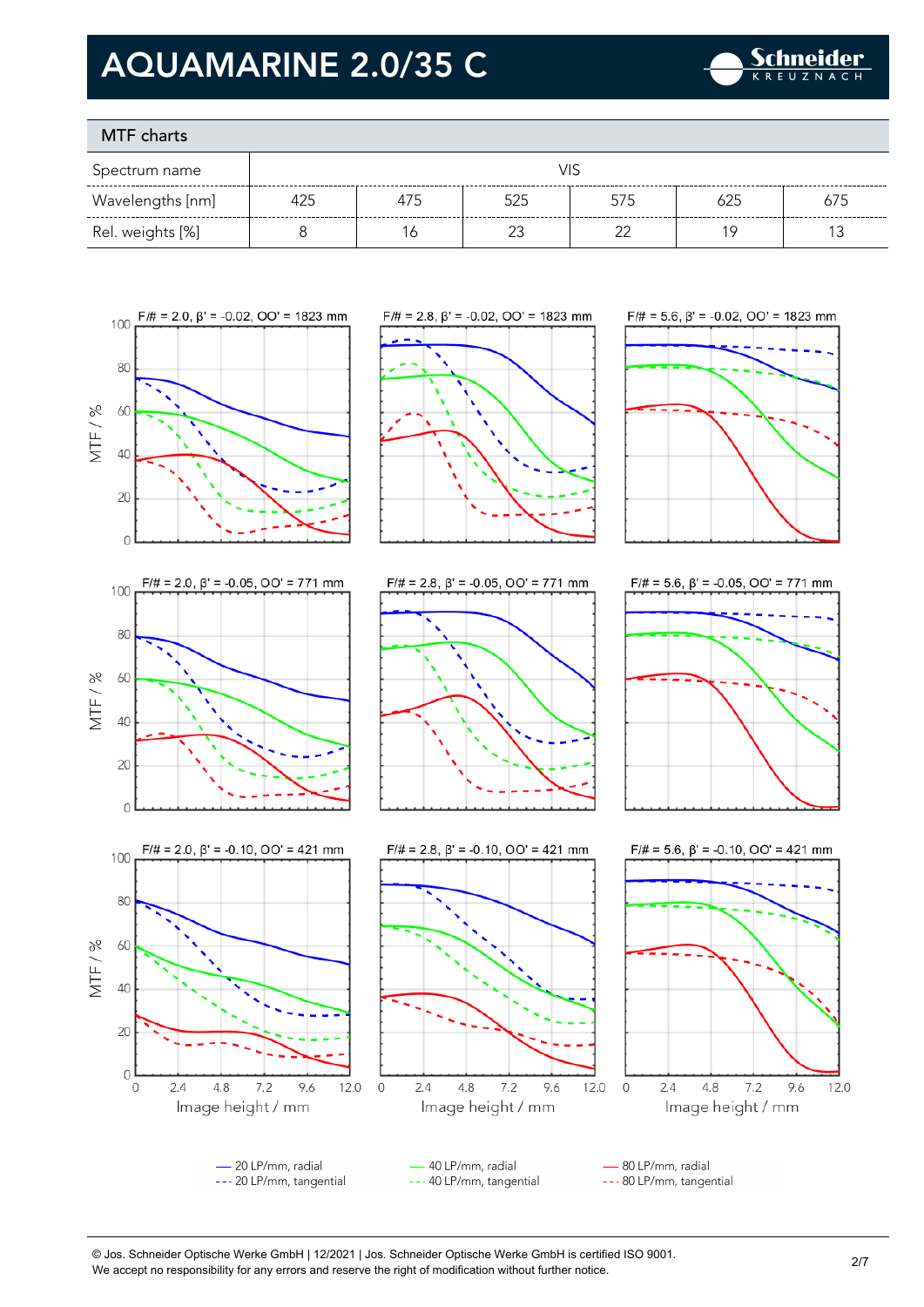# AQUAMARINE 2.0/35 C

## MTF charts

| Spectrum name | VIS | | | | | |
|---|---|---|---|---|---|---|
| Wavelengths [nm] | 425 | 475 | 525 | 575 | 625 | 675 |
| Rel. weights [%] | 8 | 16 | 23 | 22 | 19 | 13 |

F/# = 2.0, β' = -0.02, OO' = 1823 mm

F/# = 2.8, β' = -0.02, OO' = 1823 mm

F/# = 5.6, β' = -0.02, OO' = 1823 mm

F/# = 2.0, β' = -0.05, OO' = 771 mm

F/# = 2.8, β' = -0.05, OO' = 771 mm

F/# = 5.6, β' = -0.05, OO' = 771 mm

F/# = 2.0, β' = -0.10, OO' = 421 mm

F/# = 2.8, β' = -0.10, OO' = 421 mm

F/# = 5.6, β' = -0.10, OO' = 421 mm

MTF / %

Image height / mm

— 20 LP/mm, radial
--- 20 LP/mm, tangential
— 40 LP/mm, radial
--- 40 LP/mm, tangential
— 80 LP/mm, radial
--- 80 LP/mm, tangential

© Jos. Schneider Optische Werke GmbH | 12/2021 | Jos. Schneider Optische Werke GmbH is certified ISO 9001.
We accept no responsibility for any errors and reserve the right of modification without further notice.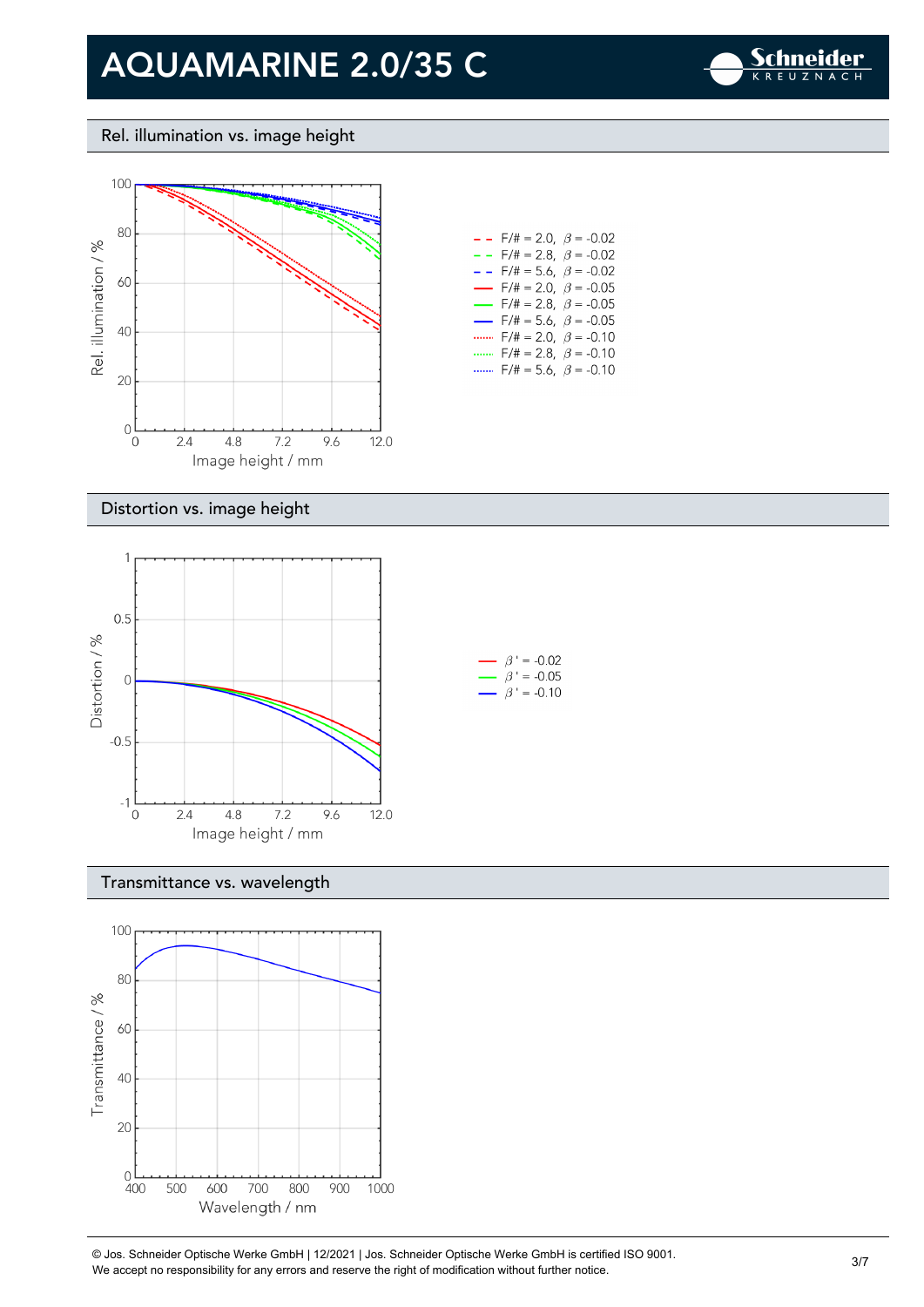# AQUAMARINE 2.0/35 C

## Rel. illumination vs. image height

Rel. illumination / %

Image height / mm

- F/# = 2.0, $\beta$ = -0.02
- F/# = 2.8, $\beta$ = -0.02
- F/# = 5.6, $\beta$ = -0.02
- F/# = 2.0, $\beta$ = -0.05
- F/# = 2.8, $\beta$ = -0.05
- F/# = 5.6, $\beta$ = -0.05
- F/# = 2.0, $\beta$ = -0.10
- F/# = 2.8, $\beta$ = -0.10
- F/# = 5.6, $\beta$ = -0.10

## Distortion vs. image height

Distortion / %

Image height / mm

- $\beta'$ = -0.02
- $\beta'$ = -0.05
- $\beta'$ = -0.10

## Transmittance vs. wavelength

Transmittance / %

Wavelength / nm

© Jos. Schneider Optische Werke GmbH | 12/2021 | Jos. Schneider Optische Werke GmbH is certified ISO 9001.
We accept no responsibility for any errors and reserve the right of modification without further notice.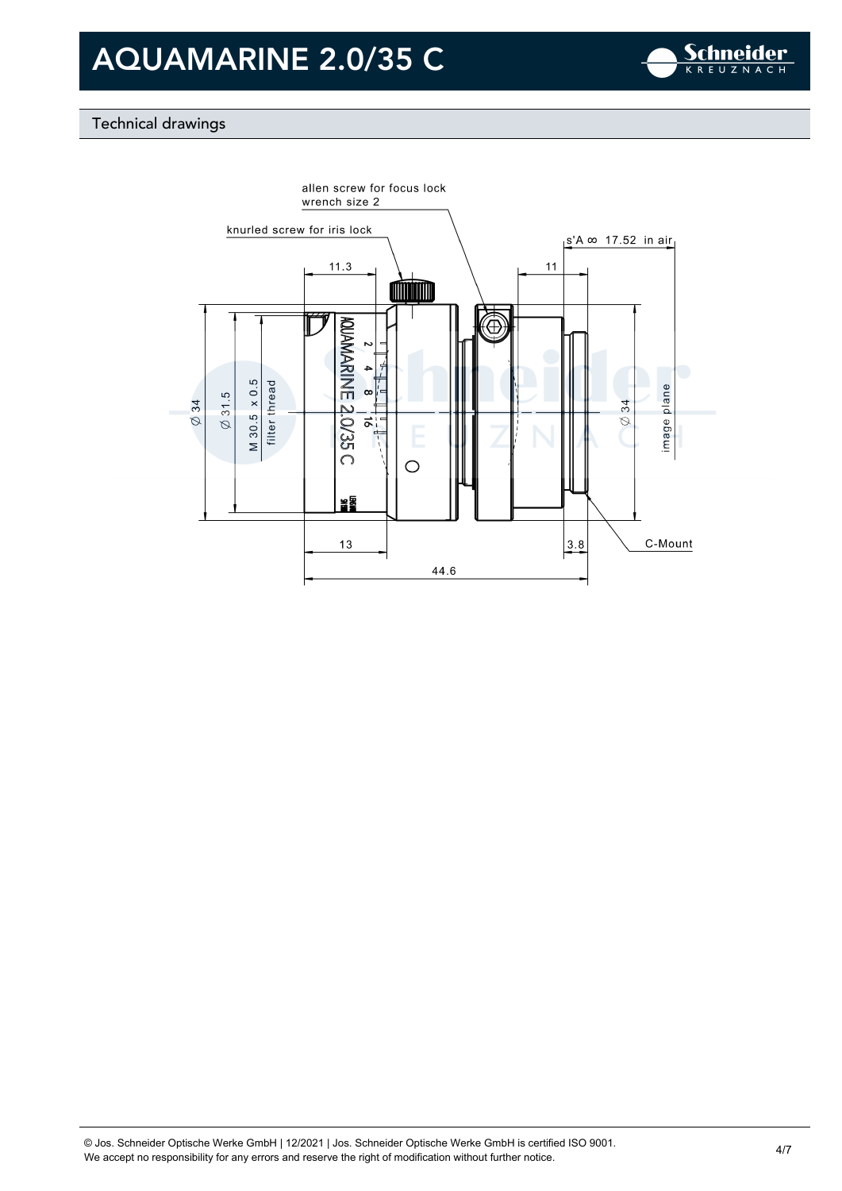# AQUAMARINE 2.0/35 C

## Technical drawings

allen screw for focus lock
wrench size 2

knurled screw for iris lock

s'A ∞ 17.52 in air

11.3

11

Ø 34

Ø 31.5

M 30.5 x 0.5
filter thread

AQUAMARINE 2.0/35 C

Ø 34

image plane

13

3.8

C-Mount

44.6

© Jos. Schneider Optische Werke GmbH | 12/2021 | Jos. Schneider Optische Werke GmbH is certified ISO 9001.
We accept no responsibility for any errors and reserve the right of modification without further notice.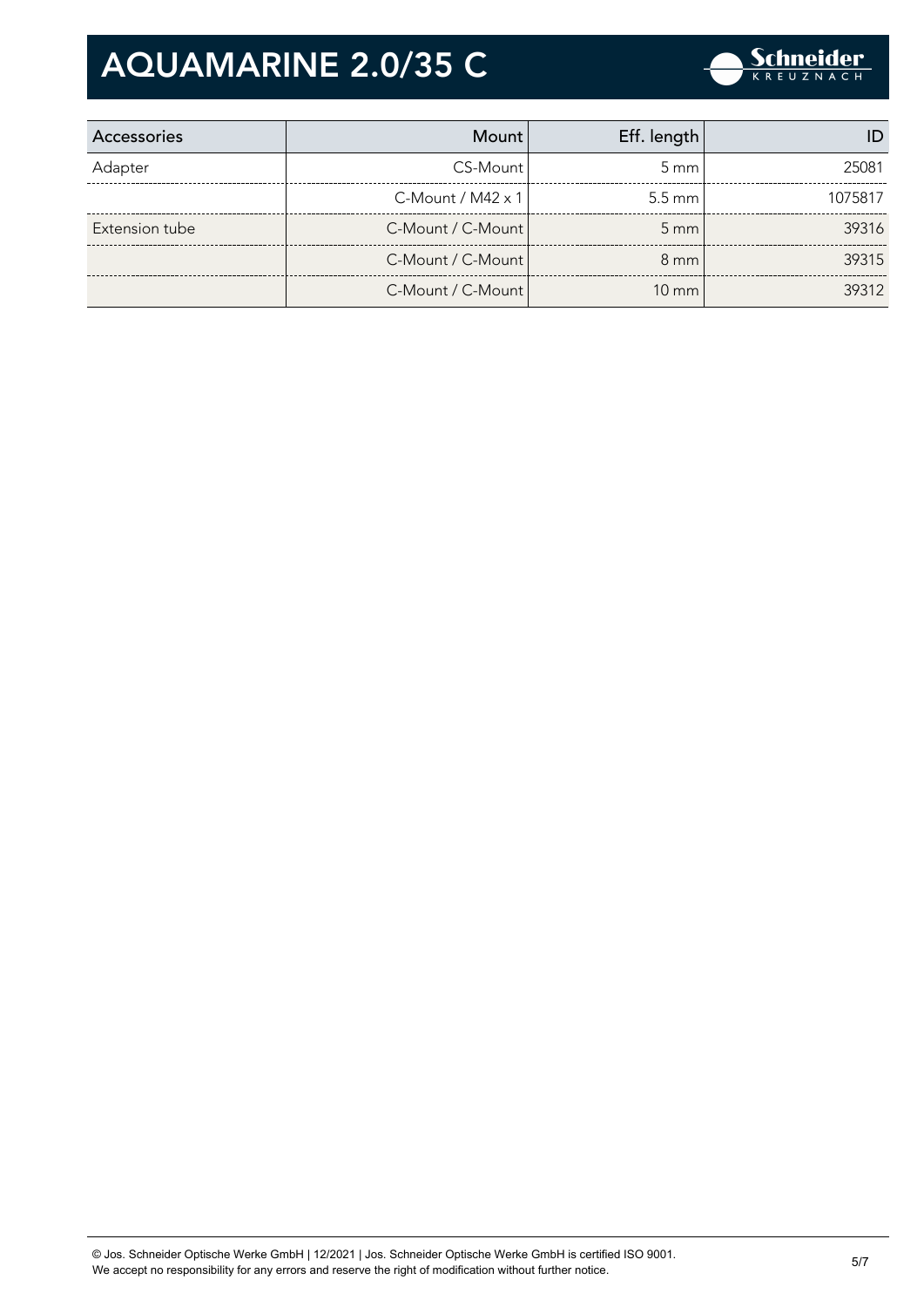# AQUAMARINE 2.0/35 C

| Accessories | Mount | Eff. length | ID |
|---|---|---|---|
| Adapter | CS-Mount | 5 mm | 25081 |
| | C-Mount / M42 x 1 | 5.5 mm | 1075817 |
| Extension tube | C-Mount / C-Mount | 5 mm | 39316 |
| | C-Mount / C-Mount | 8 mm | 39315 |
| | C-Mount / C-Mount | 10 mm | 39312 |

© Jos. Schneider Optische Werke GmbH | 12/2021 | Jos. Schneider Optische Werke GmbH is certified ISO 9001.
We accept no responsibility for any errors and reserve the right of modification without further notice.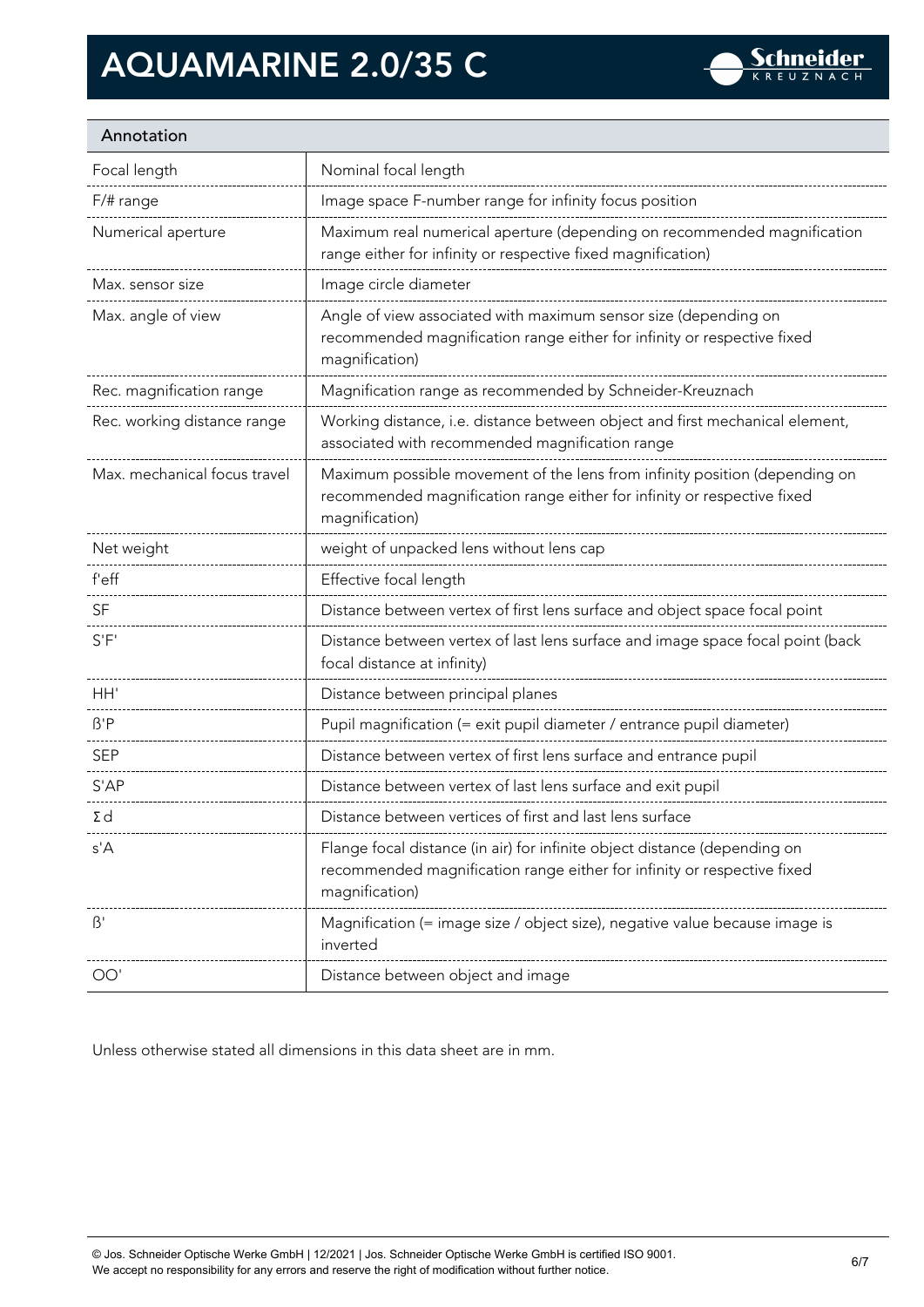# AQUAMARINE 2.0/35 C

| Annotation | |
|---|---|
| Focal length | Nominal focal length |
| F/# range | Image space F-number range for infinity focus position |
| Numerical aperture | Maximum real numerical aperture (depending on recommended magnification range either for infinity or respective fixed magnification) |
| Max. sensor size | Image circle diameter |
| Max. angle of view | Angle of view associated with maximum sensor size (depending on recommended magnification range either for infinity or respective fixed magnification) |
| Rec. magnification range | Magnification range as recommended by Schneider-Kreuznach |
| Rec. working distance range | Working distance, i.e. distance between object and first mechanical element, associated with recommended magnification range |
| Max. mechanical focus travel | Maximum possible movement of the lens from infinity position (depending on recommended magnification range either for infinity or respective fixed magnification) |
| Net weight | weight of unpacked lens without lens cap |
| f'eff | Effective focal length |
| SF | Distance between vertex of first lens surface and object space focal point |
| S'F' | Distance between vertex of last lens surface and image space focal point (back focal distance at infinity) |
| HH' | Distance between principal planes |
| ß'P | Pupil magnification (= exit pupil diameter / entrance pupil diameter) |
| SEP | Distance between vertex of first lens surface and entrance pupil |
| S'AP | Distance between vertex of last lens surface and exit pupil |
| Σ d | Distance between vertices of first and last lens surface |
| s'A | Flange focal distance (in air) for infinite object distance (depending on recommended magnification range either for infinity or respective fixed magnification) |
| ß' | Magnification (= image size / object size), negative value because image is inverted |
| OO' | Distance between object and image |

Unless otherwise stated all dimensions in this data sheet are in mm.

© Jos. Schneider Optische Werke GmbH | 12/2021 | Jos. Schneider Optische Werke GmbH is certified ISO 9001.
We accept no responsibility for any errors and reserve the right of modification without further notice.